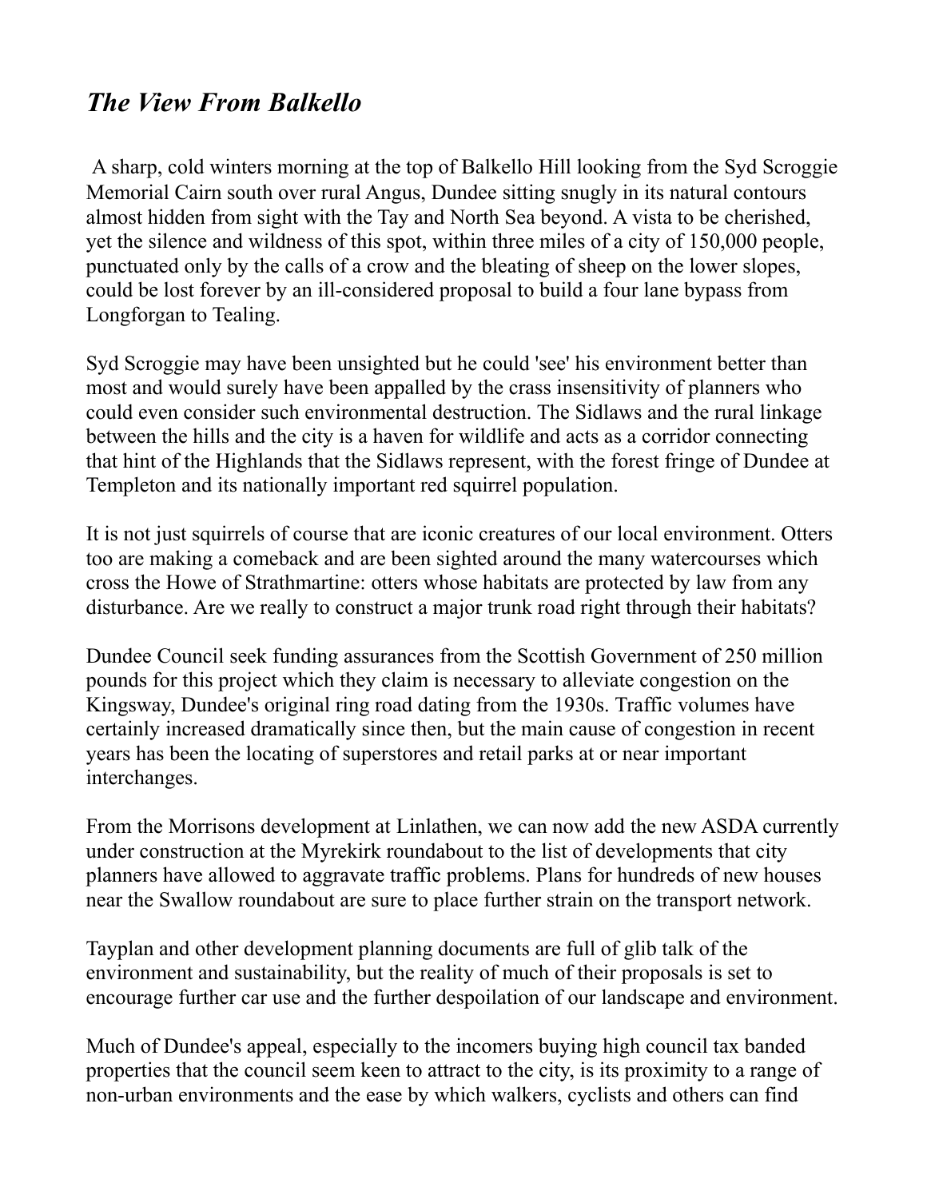# *The View From Balkello*

A sharp, cold winters morning at the top of Balkello Hill looking from the Syd Scroggie Memorial Cairn south over rural Angus, Dundee sitting snugly in its natural contours almost hidden from sight with the Tay and North Sea beyond. A vista to be cherished, yet the silence and wildness of this spot, within three miles of a city of 150,000 people, punctuated only by the calls of a crow and the bleating of sheep on the lower slopes, could be lost forever by an ill-considered proposal to build a four lane bypass from Longforgan to Tealing.

Syd Scroggie may have been unsighted but he could 'see' his environment better than most and would surely have been appalled by the crass insensitivity of planners who could even consider such environmental destruction. The Sidlaws and the rural linkage between the hills and the city is a haven for wildlife and acts as a corridor connecting that hint of the Highlands that the Sidlaws represent, with the forest fringe of Dundee at Templeton and its nationally important red squirrel population.

It is not just squirrels of course that are iconic creatures of our local environment. Otters too are making a comeback and are been sighted around the many watercourses which cross the Howe of Strathmartine: otters whose habitats are protected by law from any disturbance. Are we really to construct a major trunk road right through their habitats?

Dundee Council seek funding assurances from the Scottish Government of 250 million pounds for this project which they claim is necessary to alleviate congestion on the Kingsway, Dundee's original ring road dating from the 1930s. Traffic volumes have certainly increased dramatically since then, but the main cause of congestion in recent years has been the locating of superstores and retail parks at or near important interchanges.

From the Morrisons development at Linlathen, we can now add the new ASDA currently under construction at the Myrekirk roundabout to the list of developments that city planners have allowed to aggravate traffic problems. Plans for hundreds of new houses near the Swallow roundabout are sure to place further strain on the transport network.

Tayplan and other development planning documents are full of glib talk of the environment and sustainability, but the reality of much of their proposals is set to encourage further car use and the further despoilation of our landscape and environment.

Much of Dundee's appeal, especially to the incomers buying high council tax banded properties that the council seem keen to attract to the city, is its proximity to a range of non-urban environments and the ease by which walkers, cyclists and others can find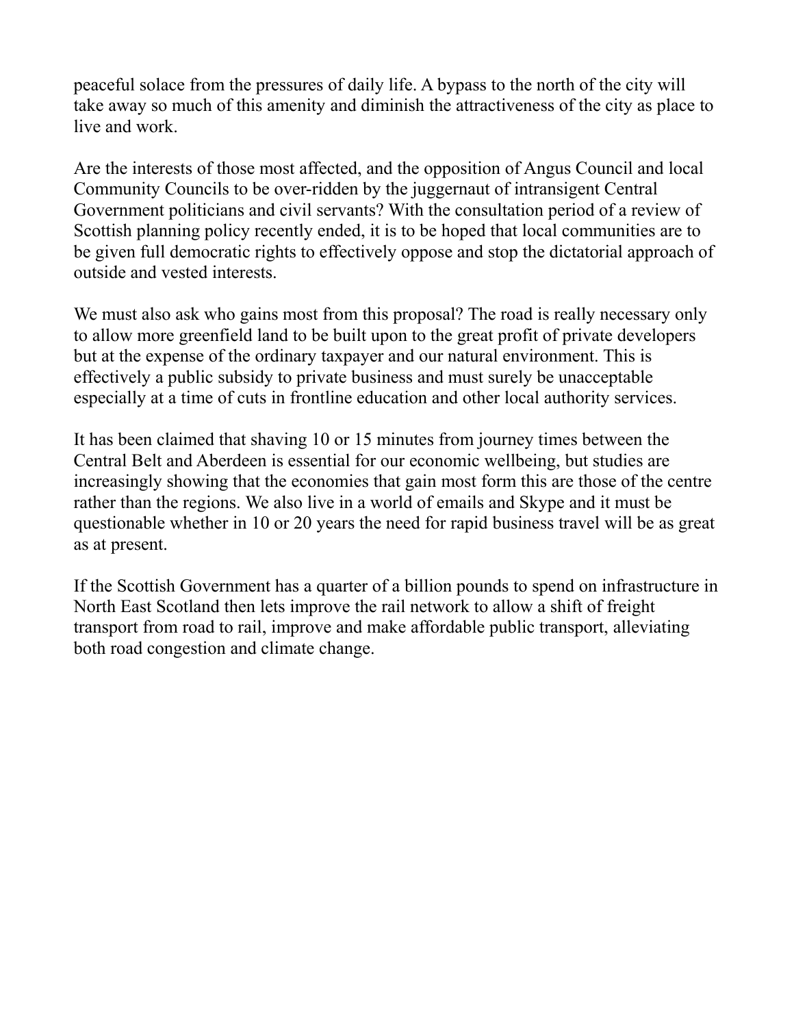peaceful solace from the pressures of daily life. A bypass to the north of the city will take away so much of this amenity and diminish the attractiveness of the city as place to live and work.

Are the interests of those most affected, and the opposition of Angus Council and local Community Councils to be over-ridden by the juggernaut of intransigent Central Government politicians and civil servants? With the consultation period of a review of Scottish planning policy recently ended, it is to be hoped that local communities are to be given full democratic rights to effectively oppose and stop the dictatorial approach of outside and vested interests.

We must also ask who gains most from this proposal? The road is really necessary only to allow more greenfield land to be built upon to the great profit of private developers but at the expense of the ordinary taxpayer and our natural environment. This is effectively a public subsidy to private business and must surely be unacceptable especially at a time of cuts in frontline education and other local authority services.

It has been claimed that shaving 10 or 15 minutes from journey times between the Central Belt and Aberdeen is essential for our economic wellbeing, but studies are increasingly showing that the economies that gain most form this are those of the centre rather than the regions. We also live in a world of emails and Skype and it must be questionable whether in 10 or 20 years the need for rapid business travel will be as great as at present.

If the Scottish Government has a quarter of a billion pounds to spend on infrastructure in North East Scotland then lets improve the rail network to allow a shift of freight transport from road to rail, improve and make affordable public transport, alleviating both road congestion and climate change.